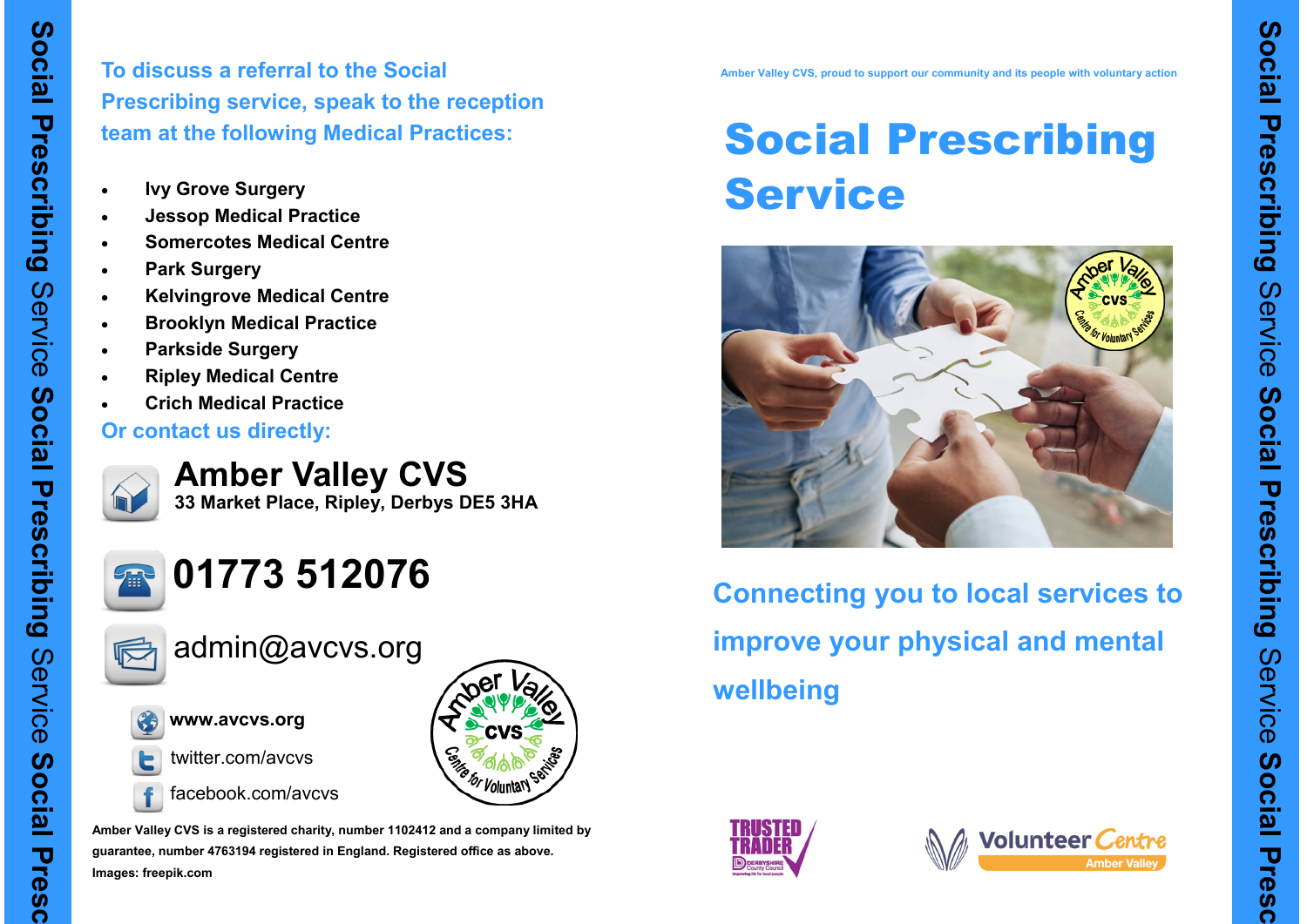To discuss a referral to the Social Prescribing service, speak to the reception team at the following Medical Practices:

- Ivy Grove Surgery
- Jessop Medical Practice
- Somercotes Medical Centre
- Park Surgery
- Kelvingrove Medical Centre
- Brooklyn Medical Practice
- Parkside Surgery
- Ripley Medical Centre
- Crich Medical Practice

Or contact us directly:

**Amber Valley CVS**
**33 Market Place, Ripley, Derbys DE5 3HA**

**01773 512076**

admin@avcvs.org

**www.avcvs.org**

twitter.com/avcvs

facebook.com/avcvs

**Amber Valley CVS is a registered charity, number 1102412 and a company limited by guarantee, number 4763194 registered in England. Registered office as above.**
**Images: freepik.com**

Amber Valley CVS, proud to support our community and its people with voluntary action

# Social Prescribing Service

## Connecting you to local services to improve your physical and mental wellbeing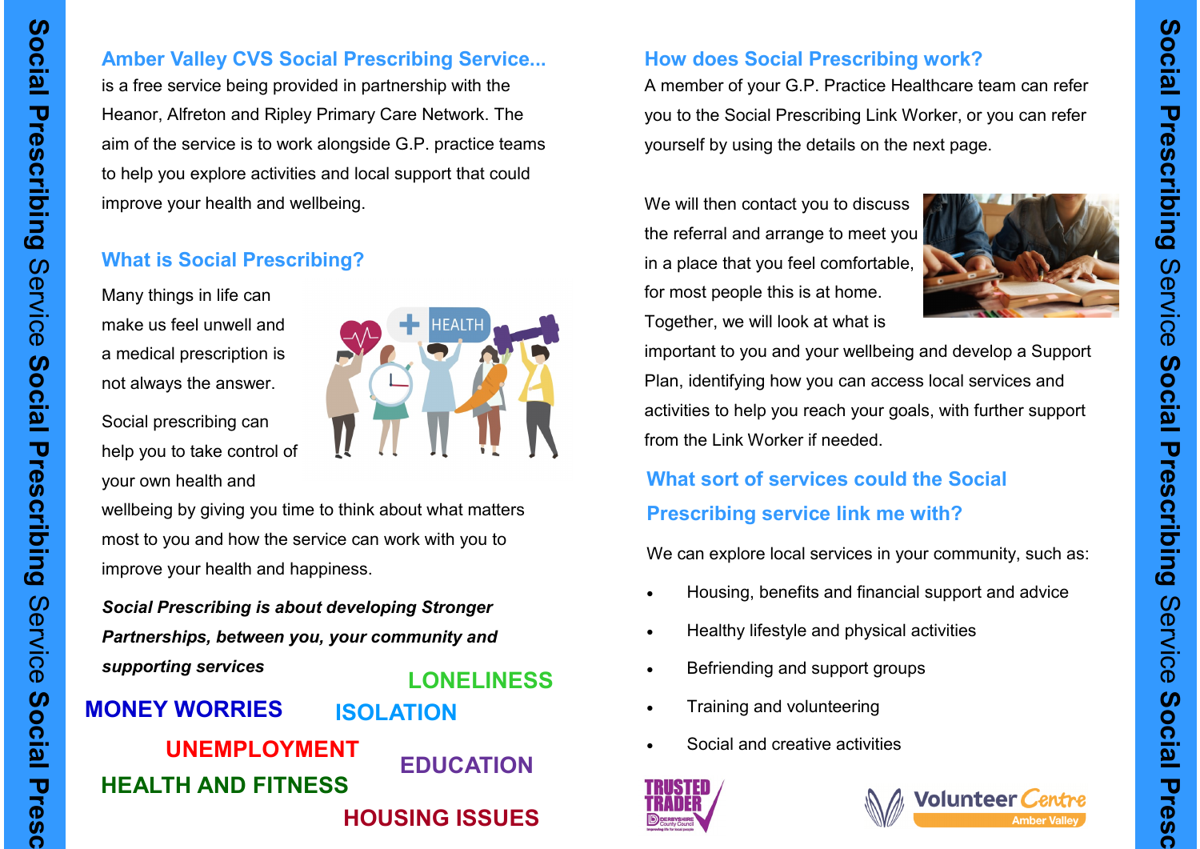## Amber Valley CVS Social Prescribing Service...

is a free service being provided in partnership with the Heanor, Alfreton and Ripley Primary Care Network. The aim of the service is to work alongside G.P. practice teams to help you explore activities and local support that could improve your health and wellbeing.

## What is Social Prescribing?

Many things in life can make us feel unwell and a medical prescription is not always the answer.

Social prescribing can help you to take control of your own health and wellbeing by giving you time to think about what matters most to you and how the service can work with you to improve your health and happiness.

***Social Prescribing is about developing Stronger Partnerships, between you, your community and supporting services***

**LONELINESS**

**MONEY WORRIES**

**ISOLATION**

**UNEMPLOYMENT**

**EDUCATION**

**HEALTH AND FITNESS**

**HOUSING ISSUES**

## How does Social Prescribing work?

A member of your G.P. Practice Healthcare team can refer you to the Social Prescribing Link Worker, or you can refer yourself by using the details on the next page.

We will then contact you to discuss the referral and arrange to meet you in a place that you feel comfortable, for most people this is at home. Together, we will look at what is important to you and your wellbeing and develop a Support Plan, identifying how you can access local services and activities to help you reach your goals, with further support from the Link Worker if needed.

## What sort of services could the Social Prescribing service link me with?

We can explore local services in your community, such as:

- Housing, benefits and financial support and advice
- Healthy lifestyle and physical activities
- Befriending and support groups
- Training and volunteering
- Social and creative activities

TRUSTED TRADER Derbyshire County Council

Volunteer Centre Amber Valley